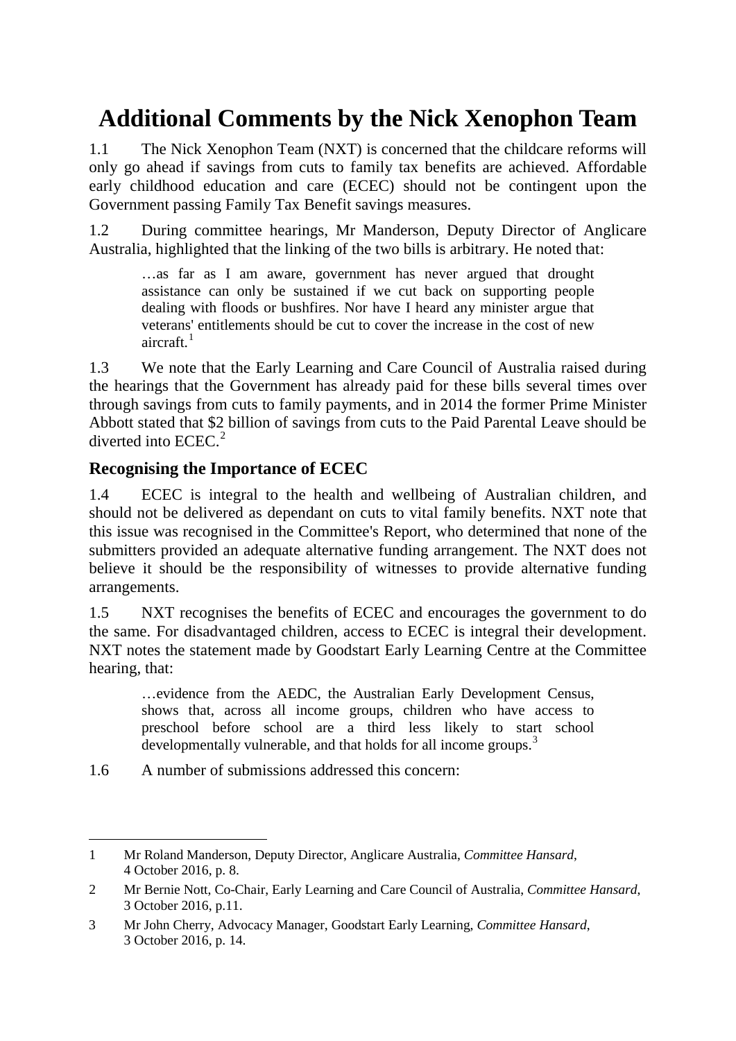# Additional Comments by the Nick Xenophon Team

1.1 The Nick Xenophon Team (NXT) is concerned that the childcare reforms will only go ahead if savings from cuts to family tax benefits are achieved. Affordable early childhood education and care (ECEC) should not be contingent upon the Government passing Family Tax Benefit savings measures.

1.2 During committee hearings, Mr Manderson, Deputy Director of Anglicare Australia, highlighted that the linking of the two bills is arbitrary. He noted that:

> …as far as I am aware, government has never argued that drought assistance can only be sustained if we cut back on supporting people dealing with floods or bushfires. Nor have I heard any minister argue that veterans' entitlements should be cut to cover the increase in the cost of new aircraft.[1]

1.3 We note that the Early Learning and Care Council of Australia raised during the hearings that the Government has already paid for these bills several times over through savings from cuts to family payments, and in 2014 the former Prime Minister Abbott stated that $2 billion of savings from cuts to the Paid Parental Leave should be diverted into ECEC.[2]

## Recognising the Importance of ECEC

1.4 ECEC is integral to the health and wellbeing of Australian children, and should not be delivered as dependant on cuts to vital family benefits. NXT note that this issue was recognised in the Committee's Report, who determined that none of the submitters provided an adequate alternative funding arrangement. The NXT does not believe it should be the responsibility of witnesses to provide alternative funding arrangements.

1.5 NXT recognises the benefits of ECEC and encourages the government to do the same. For disadvantaged children, access to ECEC is integral their development. NXT notes the statement made by Goodstart Early Learning Centre at the Committee hearing, that:

> …evidence from the AEDC, the Australian Early Development Census, shows that, across all income groups, children who have access to preschool before school are a third less likely to start school developmentally vulnerable, and that holds for all income groups.[3]

1.6 A number of submissions addressed this concern:

---

1 Mr Roland Manderson, Deputy Director, Anglicare Australia, *Committee Hansard*, 4 October 2016, p. 8.

2 Mr Bernie Nott, Co-Chair, Early Learning and Care Council of Australia, *Committee Hansard*, 3 October 2016, p.11.

3 Mr John Cherry, Advocacy Manager, Goodstart Early Learning, *Committee Hansard*, 3 October 2016, p. 14.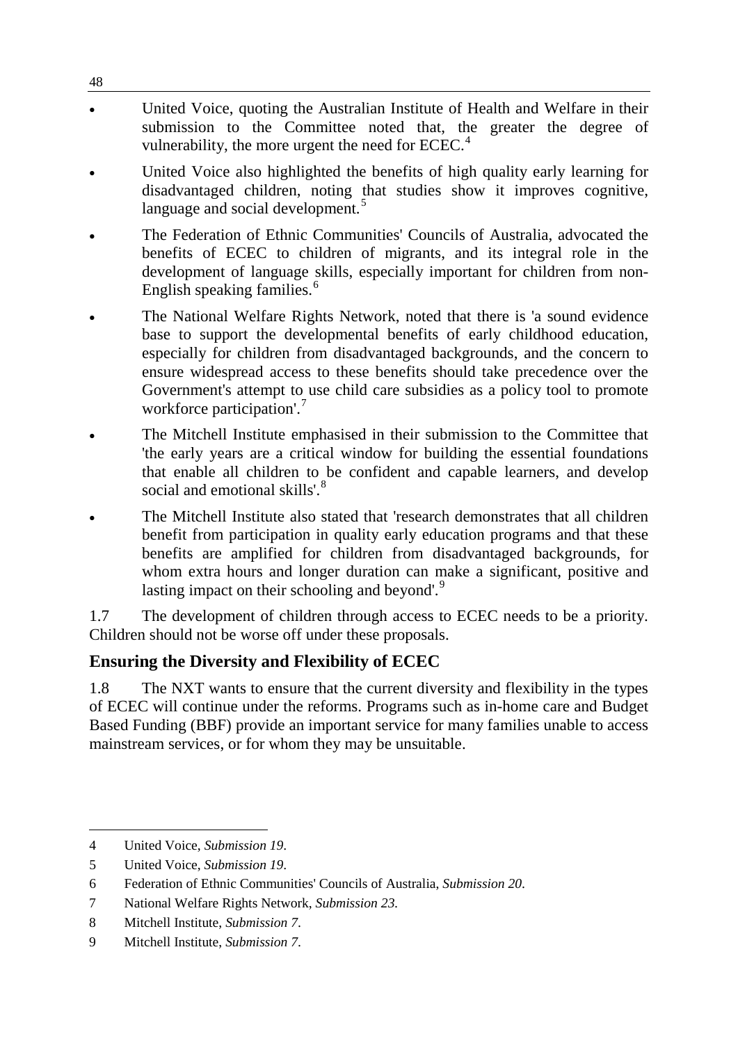- United Voice, quoting the Australian Institute of Health and Welfare in their submission to the Committee noted that, the greater the degree of vulnerability, the more urgent the need for ECEC.[4]
- United Voice also highlighted the benefits of high quality early learning for disadvantaged children, noting that studies show it improves cognitive, language and social development.[5]
- The Federation of Ethnic Communities' Councils of Australia, advocated the benefits of ECEC to children of migrants, and its integral role in the development of language skills, especially important for children from non-English speaking families.[6]
- The National Welfare Rights Network, noted that there is 'a sound evidence base to support the developmental benefits of early childhood education, especially for children from disadvantaged backgrounds, and the concern to ensure widespread access to these benefits should take precedence over the Government's attempt to use child care subsidies as a policy tool to promote workforce participation'.[7]
- The Mitchell Institute emphasised in their submission to the Committee that 'the early years are a critical window for building the essential foundations that enable all children to be confident and capable learners, and develop social and emotional skills'.[8]
- The Mitchell Institute also stated that 'research demonstrates that all children benefit from participation in quality early education programs and that these benefits are amplified for children from disadvantaged backgrounds, for whom extra hours and longer duration can make a significant, positive and lasting impact on their schooling and beyond'.[9]

1.7 The development of children through access to ECEC needs to be a priority. Children should not be worse off under these proposals.

## Ensuring the Diversity and Flexibility of ECEC

1.8 The NXT wants to ensure that the current diversity and flexibility in the types of ECEC will continue under the reforms. Programs such as in-home care and Budget Based Funding (BBF) provide an important service for many families unable to access mainstream services, or for whom they may be unsuitable.

---

4 United Voice, *Submission 19*.

5 United Voice, *Submission 19*.

6 Federation of Ethnic Communities' Councils of Australia, *Submission 20*.

7 National Welfare Rights Network, *Submission 23*.

8 Mitchell Institute, *Submission 7*.

9 Mitchell Institute, *Submission 7*.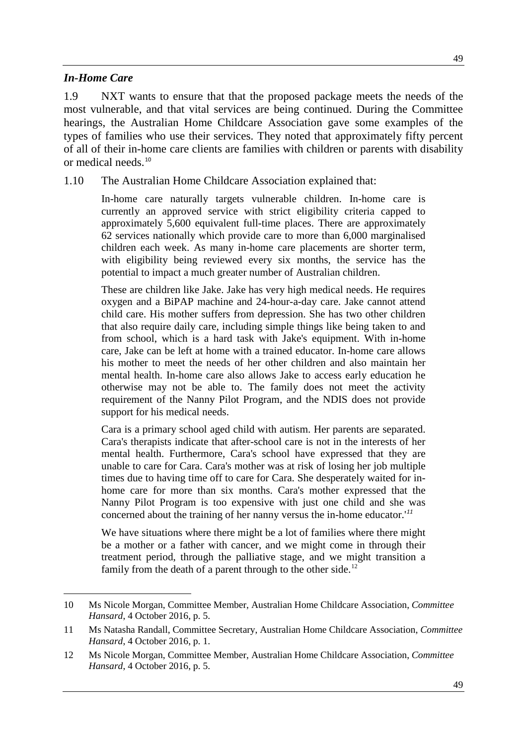### *In-Home Care*

1.9 NXT wants to ensure that that the proposed package meets the needs of the most vulnerable, and that vital services are being continued. During the Committee hearings, the Australian Home Childcare Association gave some examples of the types of families who use their services. They noted that approximately fifty percent of all of their in-home care clients are families with children or parents with disability or medical needs.[10]

1.10 The Australian Home Childcare Association explained that:

> In-home care naturally targets vulnerable children. In-home care is currently an approved service with strict eligibility criteria capped to approximately 5,600 equivalent full-time places. There are approximately 62 services nationally which provide care to more than 6,000 marginalised children each week. As many in-home care placements are shorter term, with eligibility being reviewed every six months, the service has the potential to impact a much greater number of Australian children.
>
> These are children like Jake. Jake has very high medical needs. He requires oxygen and a BiPAP machine and 24-hour-a-day care. Jake cannot attend child care. His mother suffers from depression. She has two other children that also require daily care, including simple things like being taken to and from school, which is a hard task with Jake's equipment. With in-home care, Jake can be left at home with a trained educator. In-home care allows his mother to meet the needs of her other children and also maintain her mental health. In-home care also allows Jake to access early education he otherwise may not be able to. The family does not meet the activity requirement of the Nanny Pilot Program, and the NDIS does not provide support for his medical needs.
>
> Cara is a primary school aged child with autism. Her parents are separated. Cara's therapists indicate that after-school care is not in the interests of her mental health. Furthermore, Cara's school have expressed that they are unable to care for Cara. Cara's mother was at risk of losing her job multiple times due to having time off to care for Cara. She desperately waited for in-home care for more than six months. Cara's mother expressed that the Nanny Pilot Program is too expensive with just one child and she was concerned about the training of her nanny versus the in-home educator.'[11]
>
> We have situations where there might be a lot of families where there might be a mother or a father with cancer, and we might come in through their treatment period, through the palliative stage, and we might transition a family from the death of a parent through to the other side.[12]

---

10 Ms Nicole Morgan, Committee Member, Australian Home Childcare Association, *Committee Hansard*, 4 October 2016, p. 5.

11 Ms Natasha Randall, Committee Secretary, Australian Home Childcare Association, *Committee Hansard*, 4 October 2016, p. 1.

12 Ms Nicole Morgan, Committee Member, Australian Home Childcare Association, *Committee Hansard*, 4 October 2016, p. 5.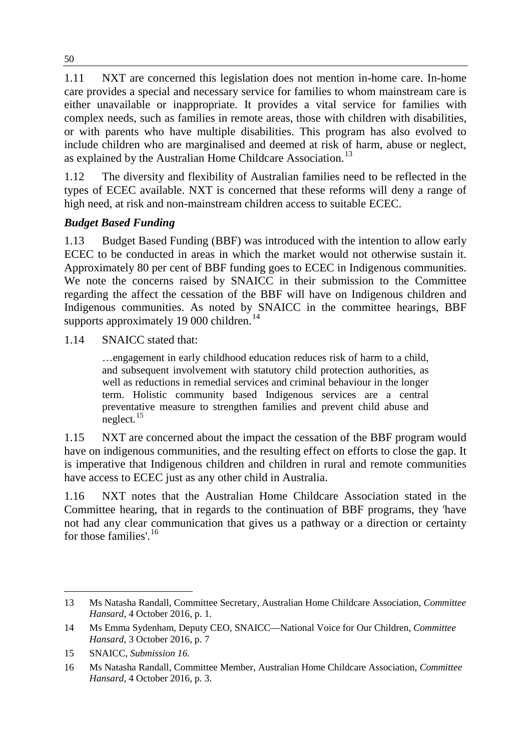1.11 NXT are concerned this legislation does not mention in-home care. In-home care provides a special and necessary service for families to whom mainstream care is either unavailable or inappropriate. It provides a vital service for families with complex needs, such as families in remote areas, those with children with disabilities, or with parents who have multiple disabilities. This program has also evolved to include children who are marginalised and deemed at risk of harm, abuse or neglect, as explained by the Australian Home Childcare Association.[13]

1.12 The diversity and flexibility of Australian families need to be reflected in the types of ECEC available. NXT is concerned that these reforms will deny a range of high need, at risk and non-mainstream children access to suitable ECEC.

### *Budget Based Funding*

1.13 Budget Based Funding (BBF) was introduced with the intention to allow early ECEC to be conducted in areas in which the market would not otherwise sustain it. Approximately 80 per cent of BBF funding goes to ECEC in Indigenous communities. We note the concerns raised by SNAICC in their submission to the Committee regarding the affect the cessation of the BBF will have on Indigenous children and Indigenous communities. As noted by SNAICC in the committee hearings, BBF supports approximately 19 000 children.[14]

1.14 SNAICC stated that:

> …engagement in early childhood education reduces risk of harm to a child, and subsequent involvement with statutory child protection authorities, as well as reductions in remedial services and criminal behaviour in the longer term. Holistic community based Indigenous services are a central preventative measure to strengthen families and prevent child abuse and neglect.[15]

1.15 NXT are concerned about the impact the cessation of the BBF program would have on indigenous communities, and the resulting effect on efforts to close the gap. It is imperative that Indigenous children and children in rural and remote communities have access to ECEC just as any other child in Australia.

1.16 NXT notes that the Australian Home Childcare Association stated in the Committee hearing, that in regards to the continuation of BBF programs, they 'have not had any clear communication that gives us a pathway or a direction or certainty for those families'.[16]

---

13 Ms Natasha Randall, Committee Secretary, Australian Home Childcare Association, *Committee Hansard*, 4 October 2016, p. 1.

14 Ms Emma Sydenham, Deputy CEO, SNAICC—National Voice for Our Children, *Committee Hansard*, 3 October 2016, p. 7

15 SNAICC, *Submission 16.*

16 Ms Natasha Randall, Committee Member, Australian Home Childcare Association, *Committee Hansard*, 4 October 2016, p. 3.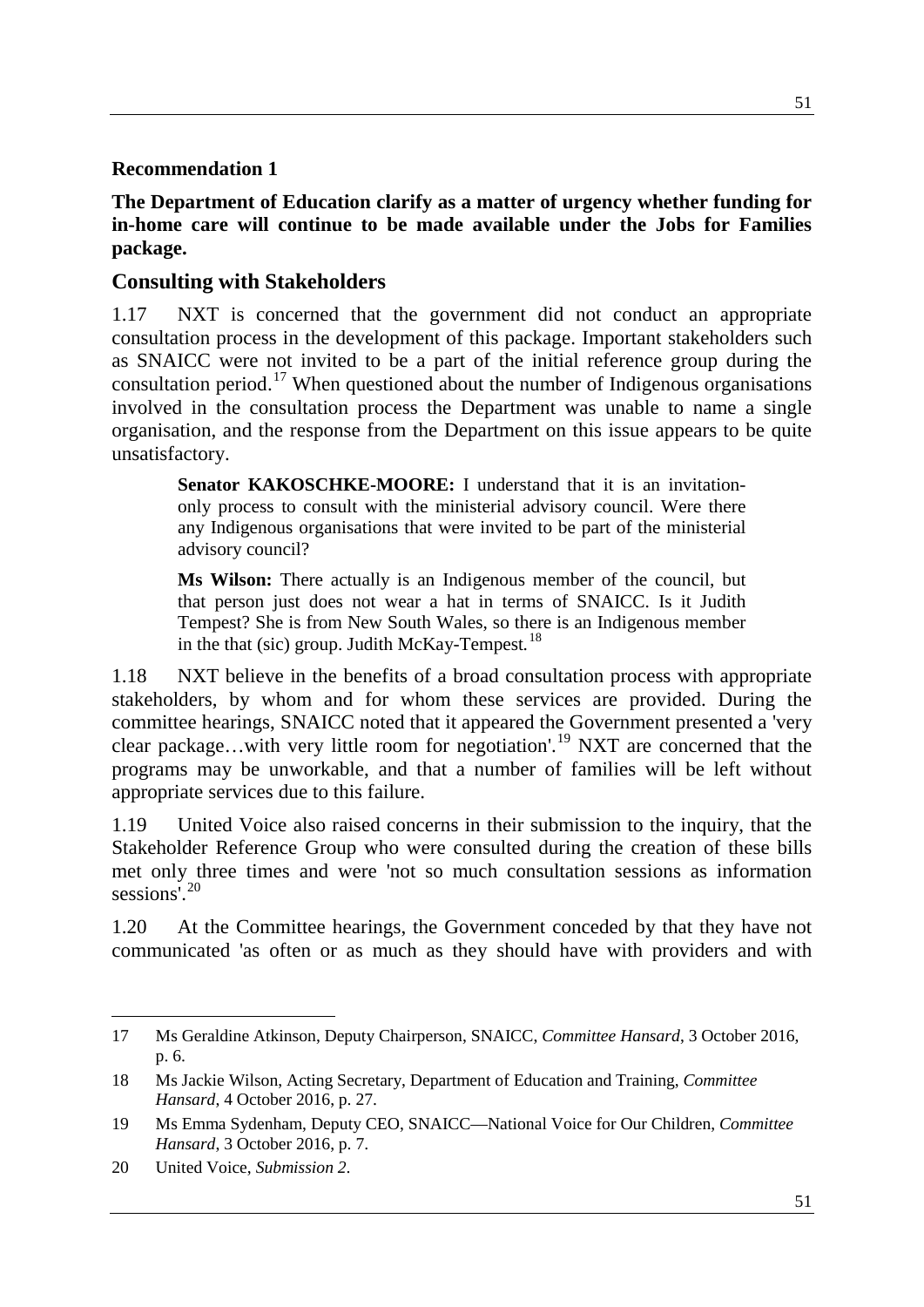**Recommendation 1**

**The Department of Education clarify as a matter of urgency whether funding for in-home care will continue to be made available under the Jobs for Families package.**

## Consulting with Stakeholders

1.17 NXT is concerned that the government did not conduct an appropriate consultation process in the development of this package. Important stakeholders such as SNAICC were not invited to be a part of the initial reference group during the consultation period.[17] When questioned about the number of Indigenous organisations involved in the consultation process the Department was unable to name a single organisation, and the response from the Department on this issue appears to be quite unsatisfactory.

> **Senator KAKOSCHKE-MOORE:** I understand that it is an invitation-only process to consult with the ministerial advisory council. Were there any Indigenous organisations that were invited to be part of the ministerial advisory council?
>
> **Ms Wilson:** There actually is an Indigenous member of the council, but that person just does not wear a hat in terms of SNAICC. Is it Judith Tempest? She is from New South Wales, so there is an Indigenous member in the that (sic) group. Judith McKay-Tempest.[18]

1.18 NXT believe in the benefits of a broad consultation process with appropriate stakeholders, by whom and for whom these services are provided. During the committee hearings, SNAICC noted that it appeared the Government presented a 'very clear package…with very little room for negotiation'.[19] NXT are concerned that the programs may be unworkable, and that a number of families will be left without appropriate services due to this failure.

1.19 United Voice also raised concerns in their submission to the inquiry, that the Stakeholder Reference Group who were consulted during the creation of these bills met only three times and were 'not so much consultation sessions as information sessions'.[20]

1.20 At the Committee hearings, the Government conceded by that they have not communicated 'as often or as much as they should have with providers and with

---

17 Ms Geraldine Atkinson, Deputy Chairperson, SNAICC, *Committee Hansard*, 3 October 2016, p. 6.

18 Ms Jackie Wilson, Acting Secretary, Department of Education and Training, *Committee Hansard*, 4 October 2016, p. 27.

19 Ms Emma Sydenham, Deputy CEO, SNAICC—National Voice for Our Children, *Committee Hansard*, 3 October 2016, p. 7.

20 United Voice, *Submission 2*.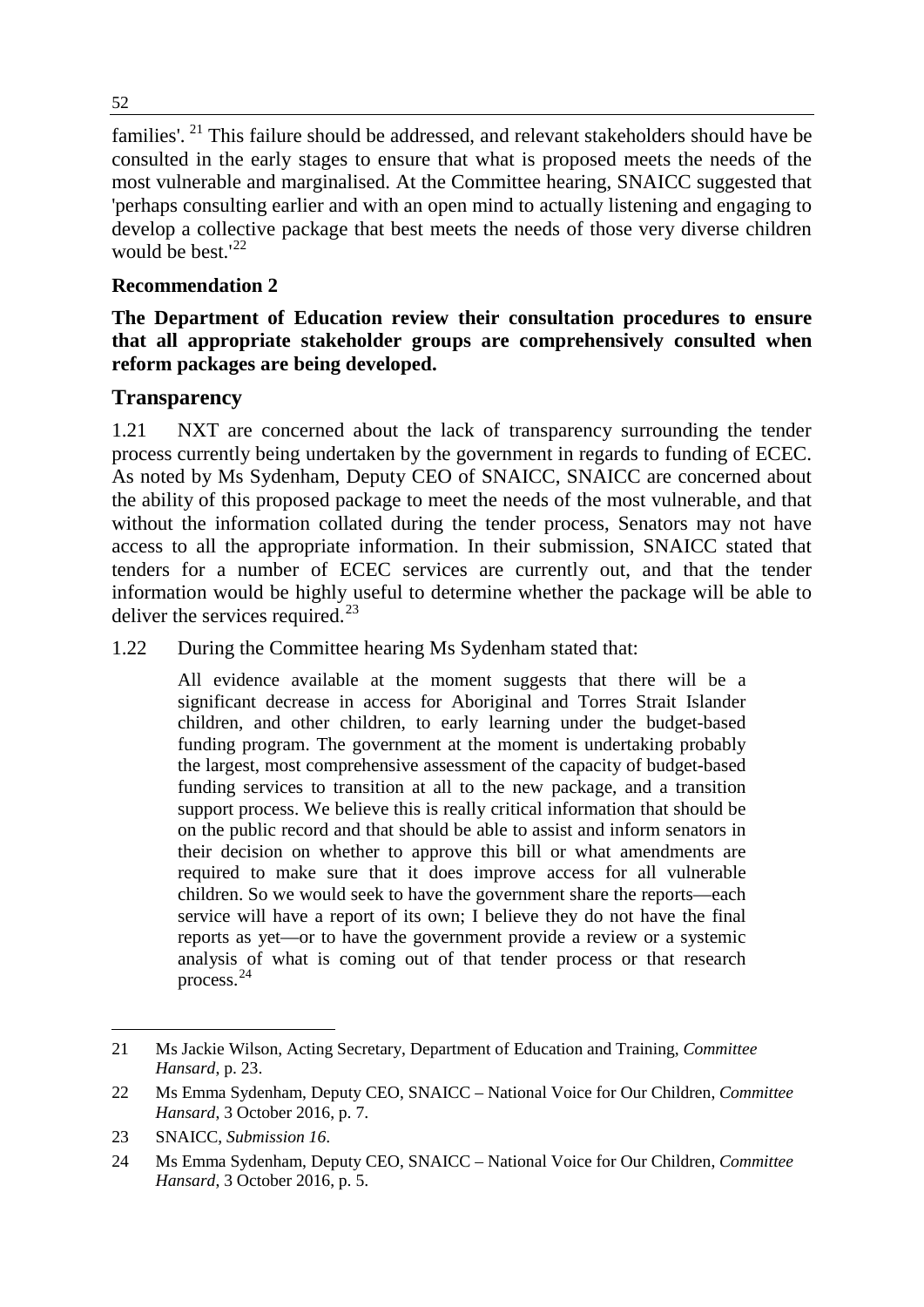families'.[21] This failure should be addressed, and relevant stakeholders should have be consulted in the early stages to ensure that what is proposed meets the needs of the most vulnerable and marginalised. At the Committee hearing, SNAICC suggested that 'perhaps consulting earlier and with an open mind to actually listening and engaging to develop a collective package that best meets the needs of those very diverse children would be best.'[22]

**Recommendation 2**

**The Department of Education review their consultation procedures to ensure that all appropriate stakeholder groups are comprehensively consulted when reform packages are being developed.**

## Transparency

1.21 NXT are concerned about the lack of transparency surrounding the tender process currently being undertaken by the government in regards to funding of ECEC. As noted by Ms Sydenham, Deputy CEO of SNAICC, SNAICC are concerned about the ability of this proposed package to meet the needs of the most vulnerable, and that without the information collated during the tender process, Senators may not have access to all the appropriate information. In their submission, SNAICC stated that tenders for a number of ECEC services are currently out, and that the tender information would be highly useful to determine whether the package will be able to deliver the services required.[23]

1.22 During the Committee hearing Ms Sydenham stated that:

> All evidence available at the moment suggests that there will be a significant decrease in access for Aboriginal and Torres Strait Islander children, and other children, to early learning under the budget-based funding program. The government at the moment is undertaking probably the largest, most comprehensive assessment of the capacity of budget-based funding services to transition at all to the new package, and a transition support process. We believe this is really critical information that should be on the public record and that should be able to assist and inform senators in their decision on whether to approve this bill or what amendments are required to make sure that it does improve access for all vulnerable children. So we would seek to have the government share the reports—each service will have a report of its own; I believe they do not have the final reports as yet—or to have the government provide a review or a systemic analysis of what is coming out of that tender process or that research process.[24]

---

21 Ms Jackie Wilson, Acting Secretary, Department of Education and Training, *Committee Hansard*, p. 23.

22 Ms Emma Sydenham, Deputy CEO, SNAICC – National Voice for Our Children, *Committee Hansard*, 3 October 2016, p. 7.

23 SNAICC, *Submission 16*.

24 Ms Emma Sydenham, Deputy CEO, SNAICC – National Voice for Our Children, *Committee Hansard*, 3 October 2016, p. 5.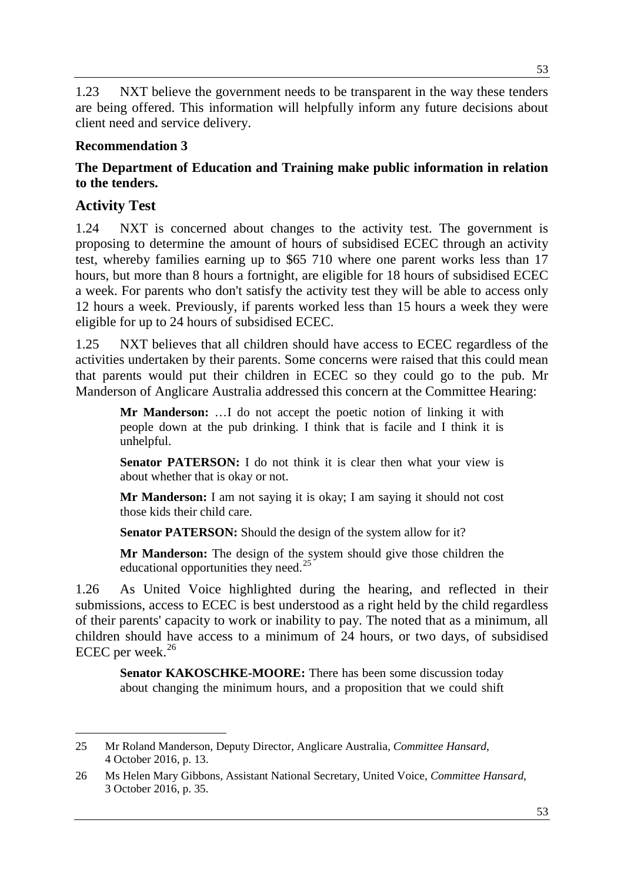1.23 NXT believe the government needs to be transparent in the way these tenders are being offered. This information will helpfully inform any future decisions about client need and service delivery.

**Recommendation 3**

**The Department of Education and Training make public information in relation to the tenders.**

## Activity Test

1.24 NXT is concerned about changes to the activity test. The government is proposing to determine the amount of hours of subsidised ECEC through an activity test, whereby families earning up to $65 710 where one parent works less than 17 hours, but more than 8 hours a fortnight, are eligible for 18 hours of subsidised ECEC a week. For parents who don't satisfy the activity test they will be able to access only 12 hours a week. Previously, if parents worked less than 15 hours a week they were eligible for up to 24 hours of subsidised ECEC.

1.25 NXT believes that all children should have access to ECEC regardless of the activities undertaken by their parents. Some concerns were raised that this could mean that parents would put their children in ECEC so they could go to the pub. Mr Manderson of Anglicare Australia addressed this concern at the Committee Hearing:

> **Mr Manderson:** …I do not accept the poetic notion of linking it with people down at the pub drinking. I think that is facile and I think it is unhelpful.
>
> **Senator PATERSON:** I do not think it is clear then what your view is about whether that is okay or not.
>
> **Mr Manderson:** I am not saying it is okay; I am saying it should not cost those kids their child care.
>
> **Senator PATERSON:** Should the design of the system allow for it?
>
> **Mr Manderson:** The design of the system should give those children the educational opportunities they need.[25]

1.26 As United Voice highlighted during the hearing, and reflected in their submissions, access to ECEC is best understood as a right held by the child regardless of their parents' capacity to work or inability to pay. The noted that as a minimum, all children should have access to a minimum of 24 hours, or two days, of subsidised ECEC per week.[26]

> **Senator KAKOSCHKE-MOORE:** There has been some discussion today about changing the minimum hours, and a proposition that we could shift

---

25 Mr Roland Manderson, Deputy Director, Anglicare Australia, *Committee Hansard*, 4 October 2016, p. 13.

26 Ms Helen Mary Gibbons, Assistant National Secretary, United Voice, *Committee Hansard*, 3 October 2016, p. 35.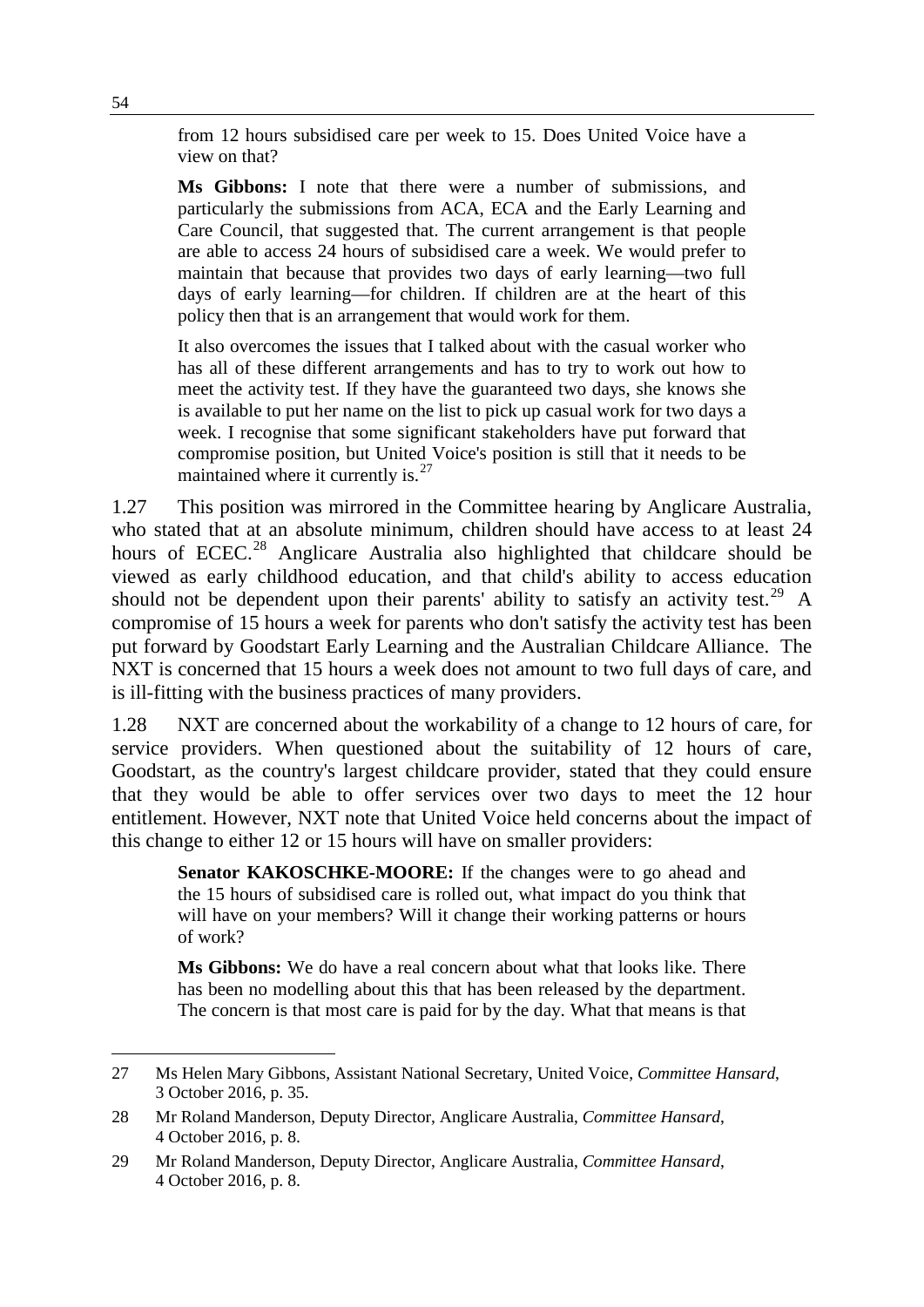> from 12 hours subsidised care per week to 15. Does United Voice have a view on that?
>
> **Ms Gibbons:** I note that there were a number of submissions, and particularly the submissions from ACA, ECA and the Early Learning and Care Council, that suggested that. The current arrangement is that people are able to access 24 hours of subsidised care a week. We would prefer to maintain that because that provides two days of early learning—two full days of early learning—for children. If children are at the heart of this policy then that is an arrangement that would work for them.
>
> It also overcomes the issues that I talked about with the casual worker who has all of these different arrangements and has to try to work out how to meet the activity test. If they have the guaranteed two days, she knows she is available to put her name on the list to pick up casual work for two days a week. I recognise that some significant stakeholders have put forward that compromise position, but United Voice's position is still that it needs to be maintained where it currently is.[27]

1.27 This position was mirrored in the Committee hearing by Anglicare Australia, who stated that at an absolute minimum, children should have access to at least 24 hours of ECEC.[28] Anglicare Australia also highlighted that childcare should be viewed as early childhood education, and that child's ability to access education should not be dependent upon their parents' ability to satisfy an activity test.[29] A compromise of 15 hours a week for parents who don't satisfy the activity test has been put forward by Goodstart Early Learning and the Australian Childcare Alliance. The NXT is concerned that 15 hours a week does not amount to two full days of care, and is ill-fitting with the business practices of many providers.

1.28 NXT are concerned about the workability of a change to 12 hours of care, for service providers. When questioned about the suitability of 12 hours of care, Goodstart, as the country's largest childcare provider, stated that they could ensure that they would be able to offer services over two days to meet the 12 hour entitlement. However, NXT note that United Voice held concerns about the impact of this change to either 12 or 15 hours will have on smaller providers:

> **Senator KAKOSCHKE-MOORE:** If the changes were to go ahead and the 15 hours of subsidised care is rolled out, what impact do you think that will have on your members? Will it change their working patterns or hours of work?
>
> **Ms Gibbons:** We do have a real concern about what that looks like. There has been no modelling about this that has been released by the department. The concern is that most care is paid for by the day. What that means is that

---

27 Ms Helen Mary Gibbons, Assistant National Secretary, United Voice, *Committee Hansard*, 3 October 2016, p. 35.

28 Mr Roland Manderson, Deputy Director, Anglicare Australia, *Committee Hansard*, 4 October 2016, p. 8.

29 Mr Roland Manderson, Deputy Director, Anglicare Australia, *Committee Hansard*, 4 October 2016, p. 8.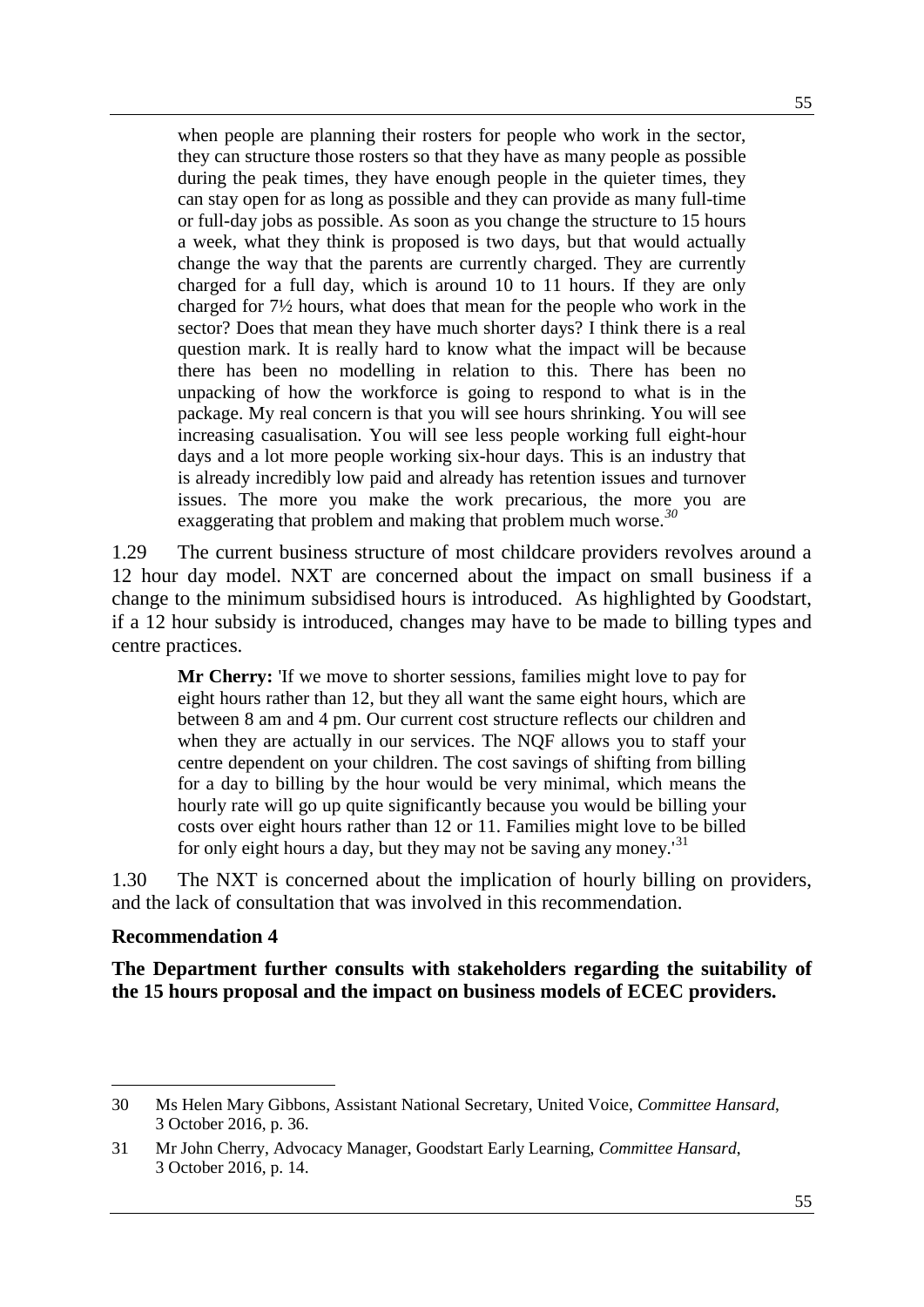> when people are planning their rosters for people who work in the sector, they can structure those rosters so that they have as many people as possible during the peak times, they have enough people in the quieter times, they can stay open for as long as possible and they can provide as many full-time or full-day jobs as possible. As soon as you change the structure to 15 hours a week, what they think is proposed is two days, but that would actually change the way that the parents are currently charged. They are currently charged for a full day, which is around 10 to 11 hours. If they are only charged for 7½ hours, what does that mean for the people who work in the sector? Does that mean they have much shorter days? I think there is a real question mark. It is really hard to know what the impact will be because there has been no modelling in relation to this. There has been no unpacking of how the workforce is going to respond to what is in the package. My real concern is that you will see hours shrinking. You will see increasing casualisation. You will see less people working full eight-hour days and a lot more people working six-hour days. This is an industry that is already incredibly low paid and already has retention issues and turnover issues. The more you make the work precarious, the more you are exaggerating that problem and making that problem much worse.[30]

1.29 The current business structure of most childcare providers revolves around a 12 hour day model. NXT are concerned about the impact on small business if a change to the minimum subsidised hours is introduced. As highlighted by Goodstart, if a 12 hour subsidy is introduced, changes may have to be made to billing types and centre practices.

> **Mr Cherry:** 'If we move to shorter sessions, families might love to pay for eight hours rather than 12, but they all want the same eight hours, which are between 8 am and 4 pm. Our current cost structure reflects our children and when they are actually in our services. The NQF allows you to staff your centre dependent on your children. The cost savings of shifting from billing for a day to billing by the hour would be very minimal, which means the hourly rate will go up quite significantly because you would be billing your costs over eight hours rather than 12 or 11. Families might love to be billed for only eight hours a day, but they may not be saving any money.'[31]

1.30 The NXT is concerned about the implication of hourly billing on providers, and the lack of consultation that was involved in this recommendation.

**Recommendation 4**

**The Department further consults with stakeholders regarding the suitability of the 15 hours proposal and the impact on business models of ECEC providers.**

---

30 Ms Helen Mary Gibbons, Assistant National Secretary, United Voice, *Committee Hansard*, 3 October 2016, p. 36.

31 Mr John Cherry, Advocacy Manager, Goodstart Early Learning, *Committee Hansard*, 3 October 2016, p. 14.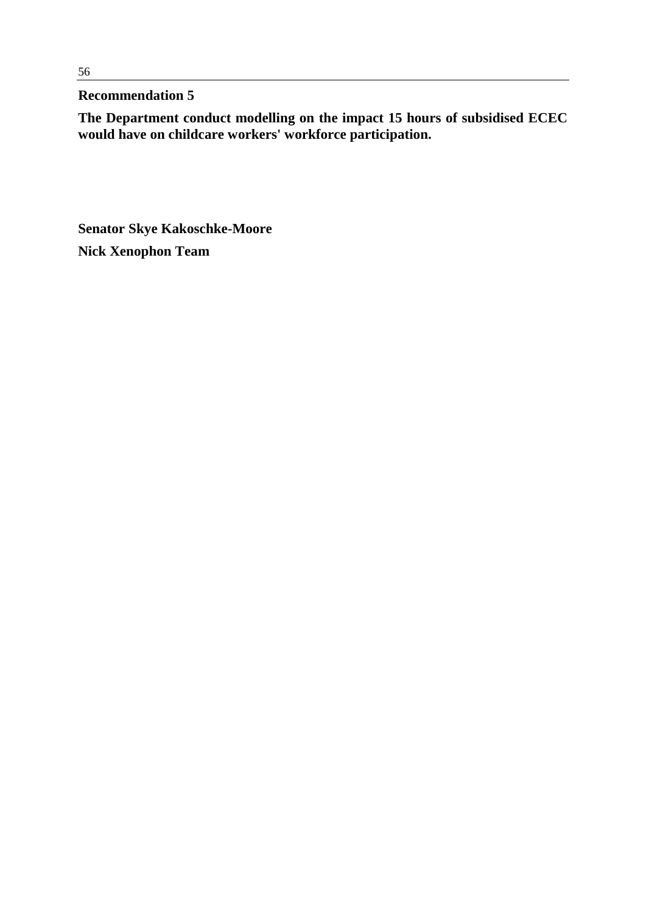**Recommendation 5**

**The Department conduct modelling on the impact 15 hours of subsidised ECEC would have on childcare workers' workforce participation.**

**Senator Skye Kakoschke-Moore**

**Nick Xenophon Team**